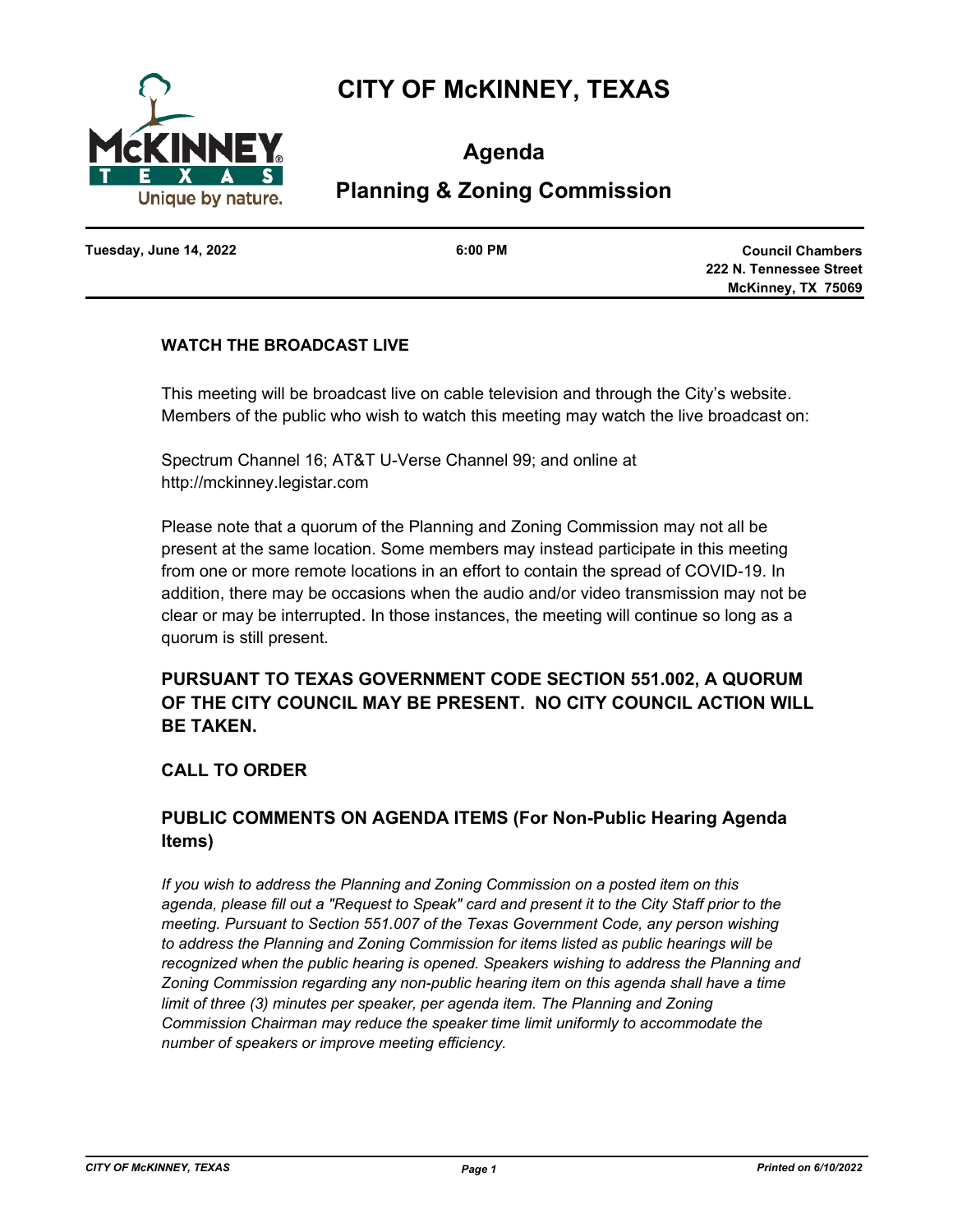# CITY OF McKINNEY, TEXAS

## Agenda

## Planning & Zoning Commission

**Tuesday, June 14, 2022** **6:00 PM** **Council Chambers**
**222 N. Tennessee Street**
**McKinney, TX 75069**

### WATCH THE BROADCAST LIVE

This meeting will be broadcast live on cable television and through the City's website. Members of the public who wish to watch this meeting may watch the live broadcast on:

Spectrum Channel 16; AT&T U-Verse Channel 99; and online at http://mckinney.legistar.com

Please note that a quorum of the Planning and Zoning Commission may not all be present at the same location. Some members may instead participate in this meeting from one or more remote locations in an effort to contain the spread of COVID-19. In addition, there may be occasions when the audio and/or video transmission may not be clear or may be interrupted. In those instances, the meeting will continue so long as a quorum is still present.

### PURSUANT TO TEXAS GOVERNMENT CODE SECTION 551.002, A QUORUM OF THE CITY COUNCIL MAY BE PRESENT. NO CITY COUNCIL ACTION WILL BE TAKEN.

### CALL TO ORDER

### PUBLIC COMMENTS ON AGENDA ITEMS (For Non-Public Hearing Agenda Items)

*If you wish to address the Planning and Zoning Commission on a posted item on this agenda, please fill out a "Request to Speak" card and present it to the City Staff prior to the meeting. Pursuant to Section 551.007 of the Texas Government Code, any person wishing to address the Planning and Zoning Commission for items listed as public hearings will be recognized when the public hearing is opened. Speakers wishing to address the Planning and Zoning Commission regarding any non-public hearing item on this agenda shall have a time limit of three (3) minutes per speaker, per agenda item. The Planning and Zoning Commission Chairman may reduce the speaker time limit uniformly to accommodate the number of speakers or improve meeting efficiency.*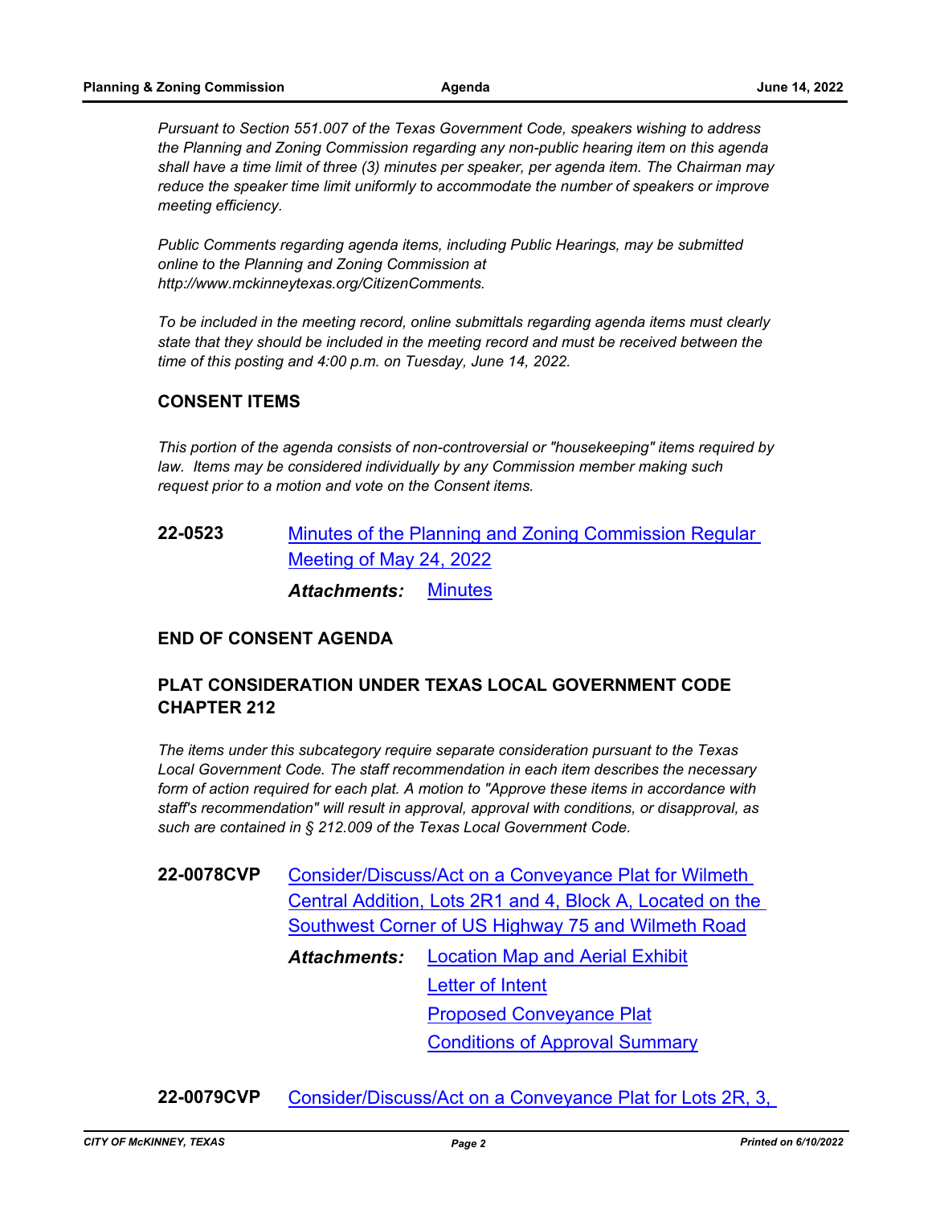*Pursuant to Section 551.007 of the Texas Government Code, speakers wishing to address the Planning and Zoning Commission regarding any non-public hearing item on this agenda shall have a time limit of three (3) minutes per speaker, per agenda item. The Chairman may reduce the speaker time limit uniformly to accommodate the number of speakers or improve meeting efficiency.*

*Public Comments regarding agenda items, including Public Hearings, may be submitted online to the Planning and Zoning Commission at http://www.mckinneytexas.org/CitizenComments.*

*To be included in the meeting record, online submittals regarding agenda items must clearly state that they should be included in the meeting record and must be received between the time of this posting and 4:00 p.m. on Tuesday, June 14, 2022.*

## CONSENT ITEMS

*This portion of the agenda consists of non-controversial or "housekeeping" items required by law. Items may be considered individually by any Commission member making such request prior to a motion and vote on the Consent items.*

**22-0523** Minutes of the Planning and Zoning Commission Regular Meeting of May 24, 2022

***Attachments:*** Minutes

## END OF CONSENT AGENDA

## PLAT CONSIDERATION UNDER TEXAS LOCAL GOVERNMENT CODE CHAPTER 212

*The items under this subcategory require separate consideration pursuant to the Texas Local Government Code. The staff recommendation in each item describes the necessary form of action required for each plat. A motion to "Approve these items in accordance with staff's recommendation" will result in approval, approval with conditions, or disapproval, as such are contained in § 212.009 of the Texas Local Government Code.*

**22-0078CVP** Consider/Discuss/Act on a Conveyance Plat for Wilmeth Central Addition, Lots 2R1 and 4, Block A, Located on the Southwest Corner of US Highway 75 and Wilmeth Road

***Attachments:*** Location Map and Aerial Exhibit
Letter of Intent
Proposed Conveyance Plat
Conditions of Approval Summary

**22-0079CVP** Consider/Discuss/Act on a Conveyance Plat for Lots 2R, 3,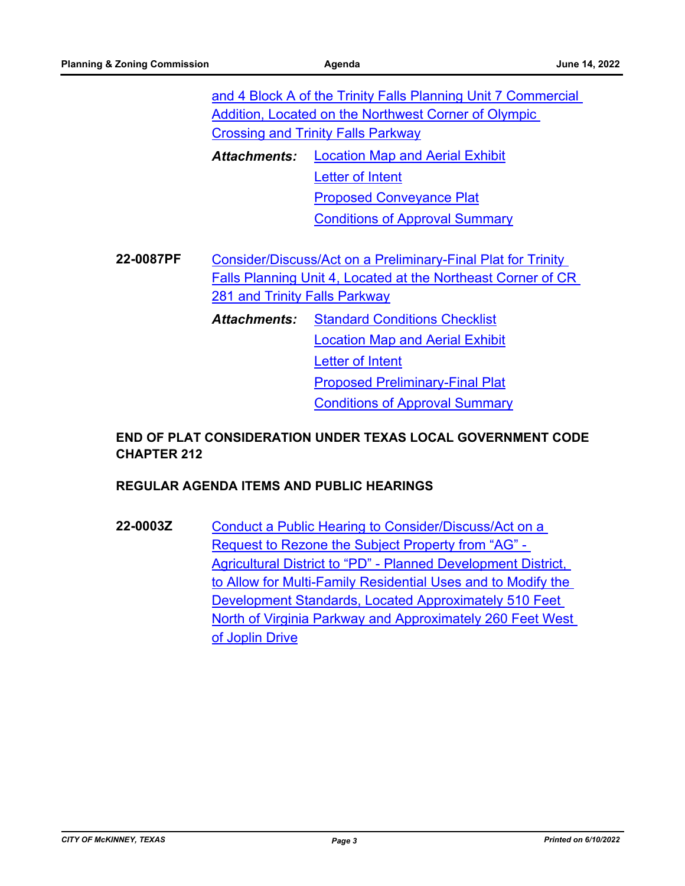and 4 Block A of the Trinity Falls Planning Unit 7 Commercial Addition, Located on the Northwest Corner of Olympic Crossing and Trinity Falls Parkway

***Attachments:*** Location Map and Aerial Exhibit
Letter of Intent
Proposed Conveyance Plat
Conditions of Approval Summary

**22-0087PF** Consider/Discuss/Act on a Preliminary-Final Plat for Trinity Falls Planning Unit 4, Located at the Northeast Corner of CR 281 and Trinity Falls Parkway

***Attachments:*** Standard Conditions Checklist
Location Map and Aerial Exhibit
Letter of Intent
Proposed Preliminary-Final Plat
Conditions of Approval Summary

**END OF PLAT CONSIDERATION UNDER TEXAS LOCAL GOVERNMENT CODE CHAPTER 212**

**REGULAR AGENDA ITEMS AND PUBLIC HEARINGS**

**22-0003Z** Conduct a Public Hearing to Consider/Discuss/Act on a Request to Rezone the Subject Property from "AG" - Agricultural District to "PD" - Planned Development District, to Allow for Multi-Family Residential Uses and to Modify the Development Standards, Located Approximately 510 Feet North of Virginia Parkway and Approximately 260 Feet West of Joplin Drive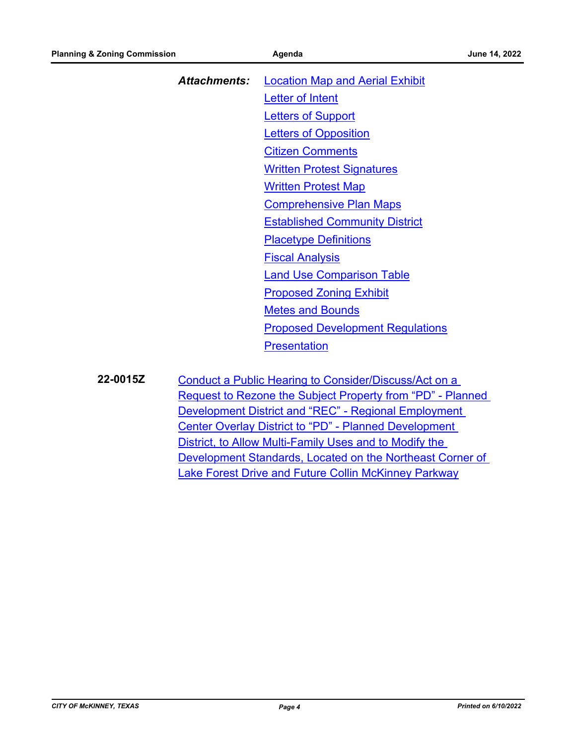***Attachments:*** Location Map and Aerial Exhibit
Letter of Intent
Letters of Support
Letters of Opposition
Citizen Comments
Written Protest Signatures
Written Protest Map
Comprehensive Plan Maps
Established Community District
Placetype Definitions
Fiscal Analysis
Land Use Comparison Table
Proposed Zoning Exhibit
Metes and Bounds
Proposed Development Regulations
Presentation

**22-0015Z** Conduct a Public Hearing to Consider/Discuss/Act on a Request to Rezone the Subject Property from “PD” - Planned Development District and “REC” - Regional Employment Center Overlay District to “PD” - Planned Development District, to Allow Multi-Family Uses and to Modify the Development Standards, Located on the Northeast Corner of Lake Forest Drive and Future Collin McKinney Parkway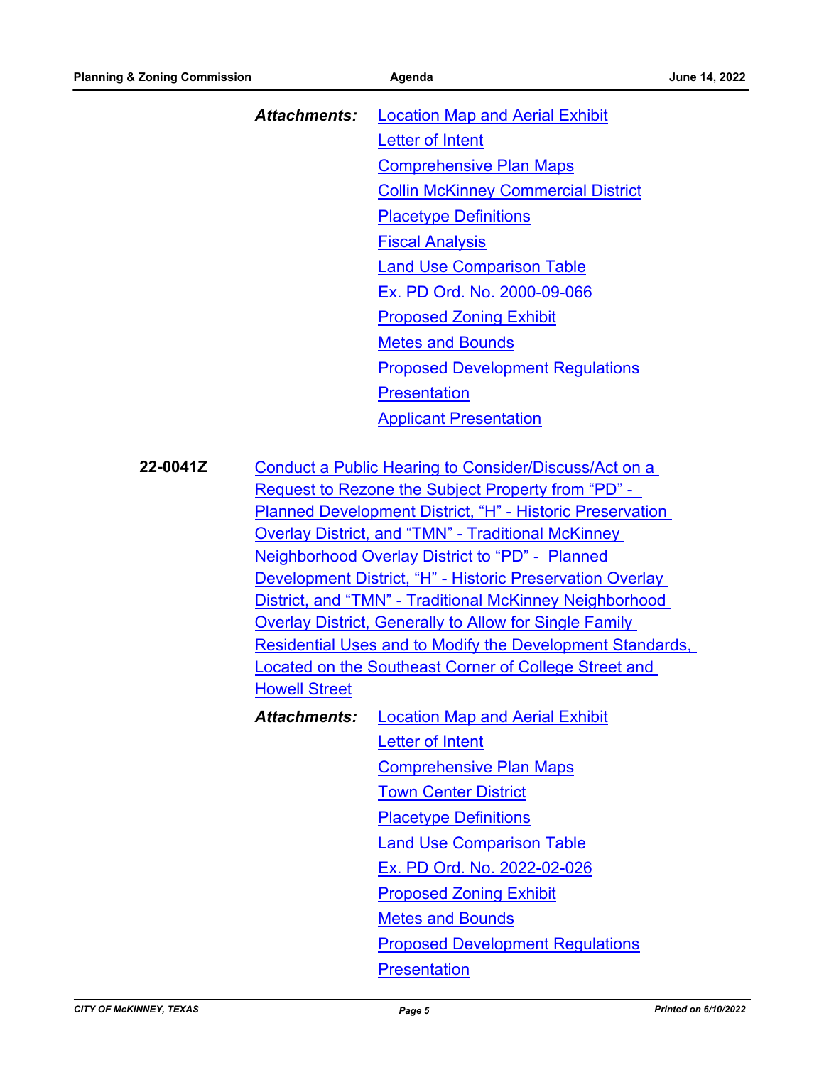***Attachments:***
- Location Map and Aerial Exhibit
- Letter of Intent
- Comprehensive Plan Maps
- Collin McKinney Commercial District
- Placetype Definitions
- Fiscal Analysis
- Land Use Comparison Table
- Ex. PD Ord. No. 2000-09-066
- Proposed Zoning Exhibit
- Metes and Bounds
- Proposed Development Regulations
- Presentation
- Applicant Presentation

**22-0041Z** Conduct a Public Hearing to Consider/Discuss/Act on a Request to Rezone the Subject Property from “PD” - Planned Development District, “H” - Historic Preservation Overlay District, and “TMN” - Traditional McKinney Neighborhood Overlay District to “PD” - Planned Development District, “H” - Historic Preservation Overlay District, and “TMN” - Traditional McKinney Neighborhood Overlay District, Generally to Allow for Single Family Residential Uses and to Modify the Development Standards, Located on the Southeast Corner of College Street and Howell Street

***Attachments:***
- Location Map and Aerial Exhibit
- Letter of Intent
- Comprehensive Plan Maps
- Town Center District
- Placetype Definitions
- Land Use Comparison Table
- Ex. PD Ord. No. 2022-02-026
- Proposed Zoning Exhibit
- Metes and Bounds
- Proposed Development Regulations
- Presentation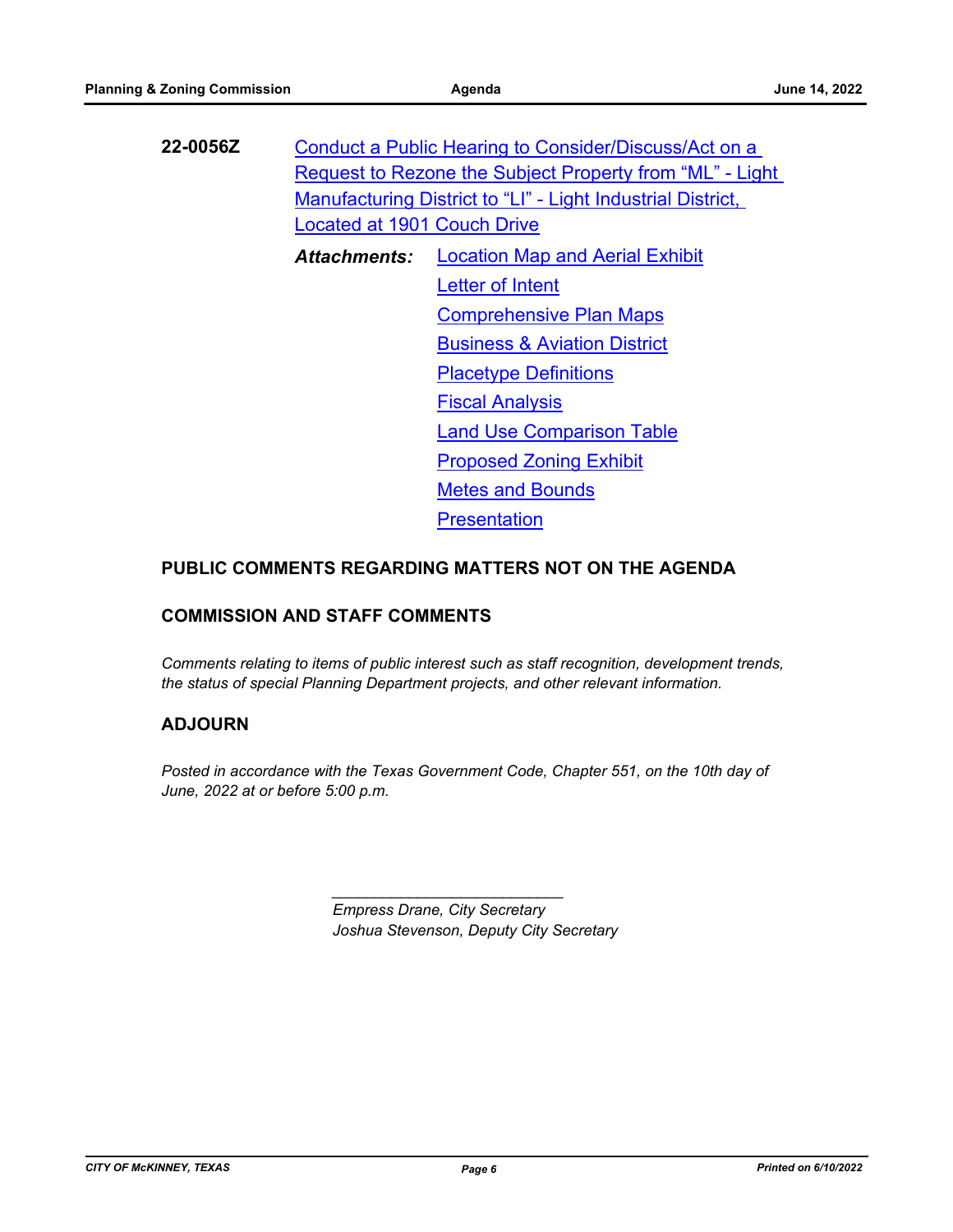**22-0056Z** Conduct a Public Hearing to Consider/Discuss/Act on a Request to Rezone the Subject Property from "ML" - Light Manufacturing District to "LI" - Light Industrial District, Located at 1901 Couch Drive

***Attachments:*** Location Map and Aerial Exhibit
Letter of Intent
Comprehensive Plan Maps
Business & Aviation District
Placetype Definitions
Fiscal Analysis
Land Use Comparison Table
Proposed Zoning Exhibit
Metes and Bounds
Presentation

## PUBLIC COMMENTS REGARDING MATTERS NOT ON THE AGENDA

## COMMISSION AND STAFF COMMENTS

*Comments relating to items of public interest such as staff recognition, development trends, the status of special Planning Department projects, and other relevant information.*

## ADJOURN

*Posted in accordance with the Texas Government Code, Chapter 551, on the 10th day of June, 2022 at or before 5:00 p.m.*

\_\_\_\_\_\_\_\_\_\_\_\_\_\_\_\_\_\_\_\_\_\_\_\_\_\_\_\_

*Empress Drane, City Secretary*
*Joshua Stevenson, Deputy City Secretary*